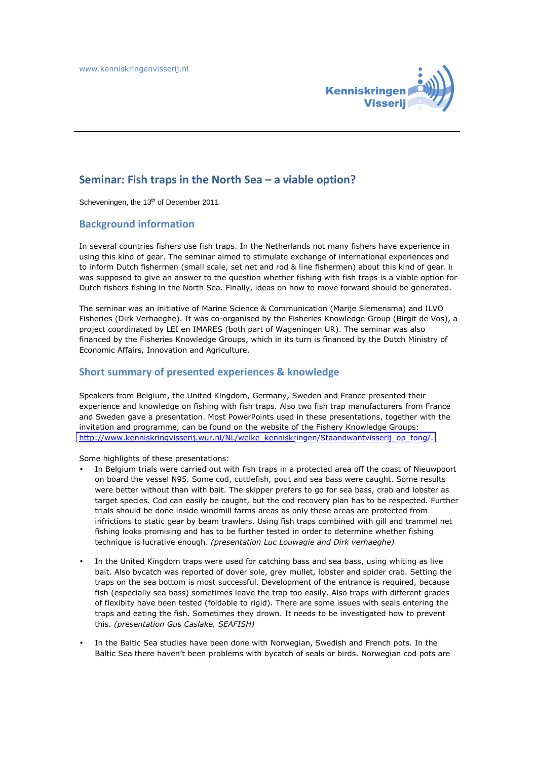www.kenniskringenvisserij.nl

# Seminar: Fish traps in the North Sea – a viable option?

Scheveningen, the 13th of December 2011

## Background information

In several countries fishers use fish traps. In the Netherlands not many fishers have experience in using this kind of gear. The seminar aimed to stimulate exchange of international experiences and to inform Dutch fishermen (small scale, set net and rod & line fishermen) about this kind of gear. It was supposed to give an answer to the question whether fishing with fish traps is a viable option for Dutch fishers fishing in the North Sea. Finally, ideas on how to move forward should be generated.

The seminar was an initiative of Marine Science & Communication (Marije Siemensma) and ILVO Fisheries (Dirk Verhaeghe). It was co-organised by the Fisheries Knowledge Group (Birgit de Vos), a project coordinated by LEI en IMARES (both part of Wageningen UR). The seminar was also financed by the Fisheries Knowledge Groups, which in its turn is financed by the Dutch Ministry of Economic Affairs, Innovation and Agriculture.

## Short summary of presented experiences & knowledge

Speakers from Belgium, the United Kingdom, Germany, Sweden and France presented their experience and knowledge on fishing with fish traps. Also two fish trap manufacturers from France and Sweden gave a presentation. Most PowerPoints used in these presentations, together with the invitation and programme, can be found on the website of the Fishery Knowledge Groups: http://www.kenniskringvisserij.wur.nl/NL/welke_kenniskringen/Staandwantvisserij_op_tong/.

Some highlights of these presentations:

- In Belgium trials were carried out with fish traps in a protected area off the coast of Nieuwpoort on board the vessel N95. Some cod, cuttlefish, pout and sea bass were caught. Some results were better without than with bait. The skipper prefers to go for sea bass, crab and lobster as target species. Cod can easily be caught, but the cod recovery plan has to be respected. Further trials should be done inside windmill farms areas as only these areas are protected from infrictions to static gear by beam trawlers. Using fish traps combined with gill and trammel net fishing looks promising and has to be further tested in order to determine whether fishing technique is lucrative enough. *(presentation Luc Louwagie and Dirk verhaeghe)*

- In the United Kingdom traps were used for catching bass and sea bass, using whiting as live bait. Also bycatch was reported of dover sole, grey mullet, lobster and spider crab. Setting the traps on the sea bottom is most successful. Development of the entrance is required, because fish (especially sea bass) sometimes leave the trap too easily. Also traps with different grades of flexibity have been tested (foldable to rigid). There are some issues with seals entering the traps and eating the fish. Sometimes they drown. It needs to be investigated how to prevent this. *(presentation Gus Caslake, SEAFISH)*

- In the Baltic Sea studies have been done with Norwegian, Swedish and French pots. In the Baltic Sea there haven't been problems with bycatch of seals or birds. Norwegian cod pots are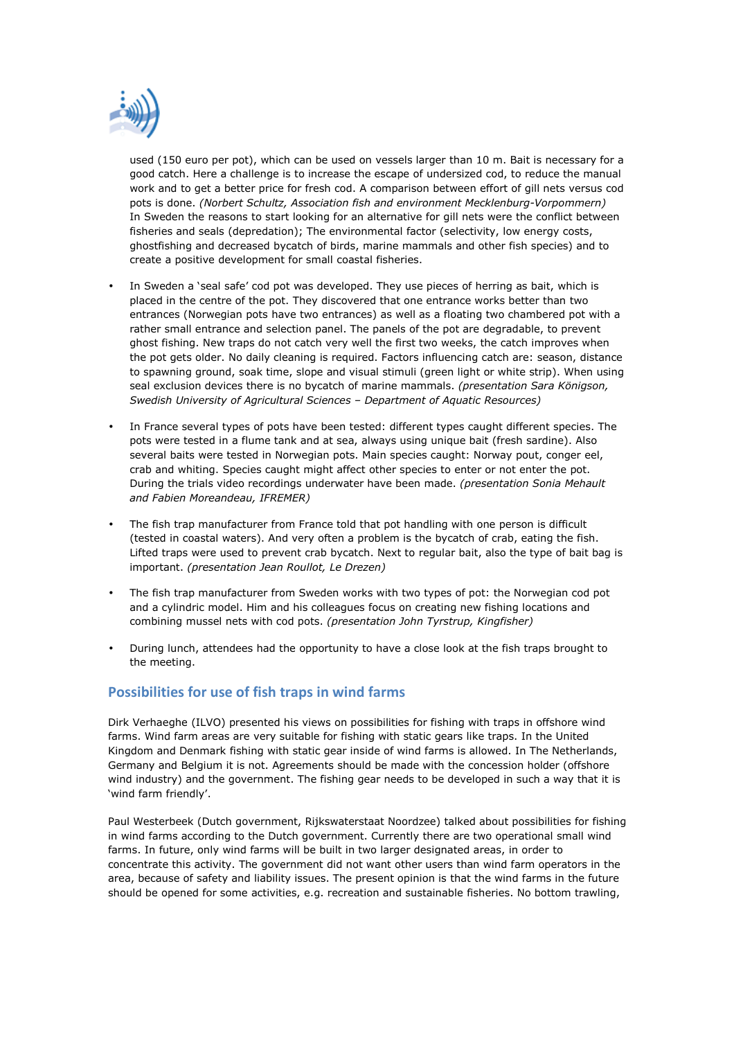used (150 euro per pot), which can be used on vessels larger than 10 m. Bait is necessary for a good catch. Here a challenge is to increase the escape of undersized cod, to reduce the manual work and to get a better price for fresh cod. A comparison between effort of gill nets versus cod pots is done. *(Norbert Schultz, Association fish and environment Mecklenburg-Vorpommern)* In Sweden the reasons to start looking for an alternative for gill nets were the conflict between fisheries and seals (depredation); The environmental factor (selectivity, low energy costs, ghostfishing and decreased bycatch of birds, marine mammals and other fish species) and to create a positive development for small coastal fisheries.

- In Sweden a 'seal safe' cod pot was developed. They use pieces of herring as bait, which is placed in the centre of the pot. They discovered that one entrance works better than two entrances (Norwegian pots have two entrances) as well as a floating two chambered pot with a rather small entrance and selection panel. The panels of the pot are degradable, to prevent ghost fishing. New traps do not catch very well the first two weeks, the catch improves when the pot gets older. No daily cleaning is required. Factors influencing catch are: season, distance to spawning ground, soak time, slope and visual stimuli (green light or white strip). When using seal exclusion devices there is no bycatch of marine mammals. *(presentation Sara Königson, Swedish University of Agricultural Sciences – Department of Aquatic Resources)*

- In France several types of pots have been tested: different types caught different species. The pots were tested in a flume tank and at sea, always using unique bait (fresh sardine). Also several baits were tested in Norwegian pots. Main species caught: Norway pout, conger eel, crab and whiting. Species caught might affect other species to enter or not enter the pot. During the trials video recordings underwater have been made. *(presentation Sonia Mehault and Fabien Moreandeau, IFREMER)*

- The fish trap manufacturer from France told that pot handling with one person is difficult (tested in coastal waters). And very often a problem is the bycatch of crab, eating the fish. Lifted traps were used to prevent crab bycatch. Next to regular bait, also the type of bait bag is important. *(presentation Jean Roullot, Le Drezen)*

- The fish trap manufacturer from Sweden works with two types of pot: the Norwegian cod pot and a cylindric model. Him and his colleagues focus on creating new fishing locations and combining mussel nets with cod pots. *(presentation John Tyrstrup, Kingfisher)*

- During lunch, attendees had the opportunity to have a close look at the fish traps brought to the meeting.

## Possibilities for use of fish traps in wind farms

Dirk Verhaeghe (ILVO) presented his views on possibilities for fishing with traps in offshore wind farms. Wind farm areas are very suitable for fishing with static gears like traps. In the United Kingdom and Denmark fishing with static gear inside of wind farms is allowed. In The Netherlands, Germany and Belgium it is not. Agreements should be made with the concession holder (offshore wind industry) and the government. The fishing gear needs to be developed in such a way that it is 'wind farm friendly'.

Paul Westerbeek (Dutch government, Rijkswaterstaat Noordzee) talked about possibilities for fishing in wind farms according to the Dutch government. Currently there are two operational small wind farms. In future, only wind farms will be built in two larger designated areas, in order to concentrate this activity. The government did not want other users than wind farm operators in the area, because of safety and liability issues. The present opinion is that the wind farms in the future should be opened for some activities, e.g. recreation and sustainable fisheries. No bottom trawling,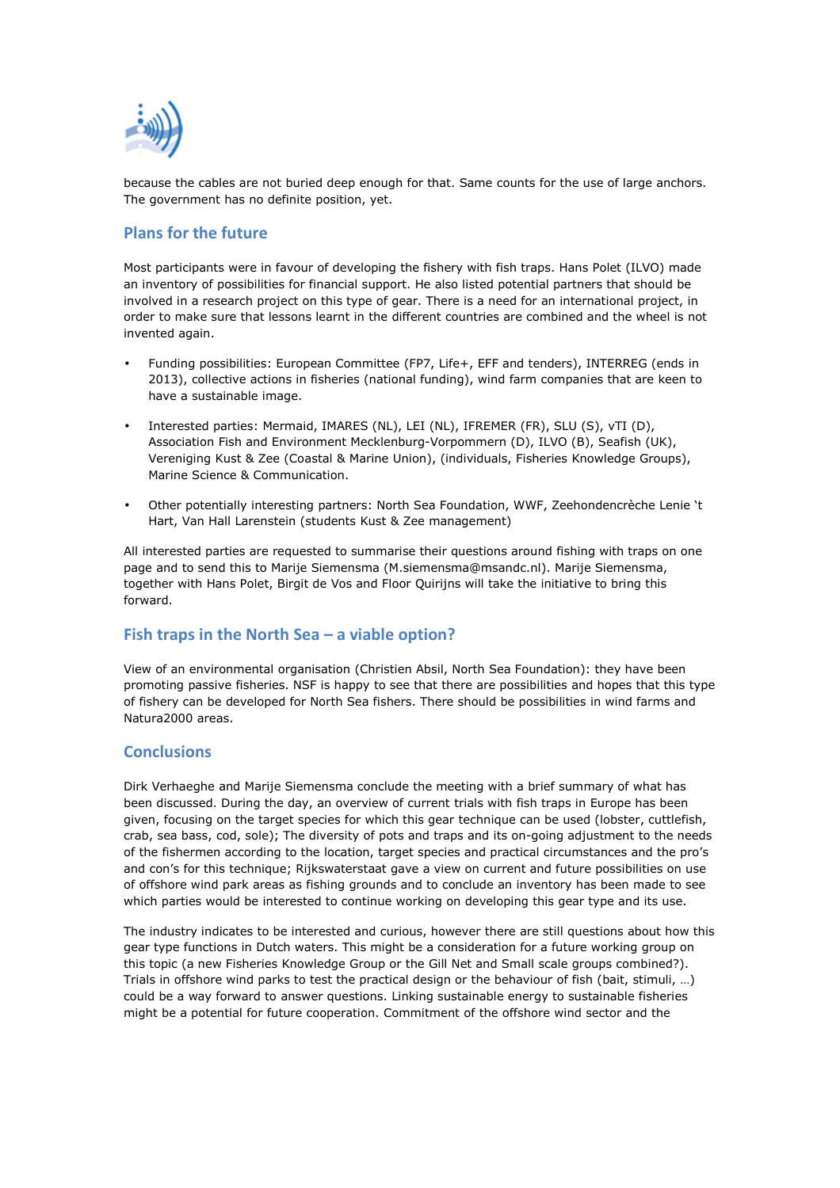because the cables are not buried deep enough for that. Same counts for the use of large anchors. The government has no definite position, yet.

## Plans for the future

Most participants were in favour of developing the fishery with fish traps. Hans Polet (ILVO) made an inventory of possibilities for financial support. He also listed potential partners that should be involved in a research project on this type of gear. There is a need for an international project, in order to make sure that lessons learnt in the different countries are combined and the wheel is not invented again.

- Funding possibilities: European Committee (FP7, Life+, EFF and tenders), INTERREG (ends in 2013), collective actions in fisheries (national funding), wind farm companies that are keen to have a sustainable image.
- Interested parties: Mermaid, IMARES (NL), LEI (NL), IFREMER (FR), SLU (S), vTI (D), Association Fish and Environment Mecklenburg-Vorpommern (D), ILVO (B), Seafish (UK), Vereniging Kust & Zee (Coastal & Marine Union), (individuals, Fisheries Knowledge Groups), Marine Science & Communication.
- Other potentially interesting partners: North Sea Foundation, WWF, Zeehondencrèche Lenie 't Hart, Van Hall Larenstein (students Kust & Zee management)

All interested parties are requested to summarise their questions around fishing with traps on one page and to send this to Marije Siemensma (M.siemensma@msandc.nl). Marije Siemensma, together with Hans Polet, Birgit de Vos and Floor Quirijns will take the initiative to bring this forward.

## Fish traps in the North Sea – a viable option?

View of an environmental organisation (Christien Absil, North Sea Foundation): they have been promoting passive fisheries. NSF is happy to see that there are possibilities and hopes that this type of fishery can be developed for North Sea fishers. There should be possibilities in wind farms and Natura2000 areas.

## Conclusions

Dirk Verhaeghe and Marije Siemensma conclude the meeting with a brief summary of what has been discussed. During the day, an overview of current trials with fish traps in Europe has been given, focusing on the target species for which this gear technique can be used (lobster, cuttlefish, crab, sea bass, cod, sole); The diversity of pots and traps and its on-going adjustment to the needs of the fishermen according to the location, target species and practical circumstances and the pro's and con's for this technique; Rijkswaterstaat gave a view on current and future possibilities on use of offshore wind park areas as fishing grounds and to conclude an inventory has been made to see which parties would be interested to continue working on developing this gear type and its use.

The industry indicates to be interested and curious, however there are still questions about how this gear type functions in Dutch waters. This might be a consideration for a future working group on this topic (a new Fisheries Knowledge Group or the Gill Net and Small scale groups combined?). Trials in offshore wind parks to test the practical design or the behaviour of fish (bait, stimuli, …) could be a way forward to answer questions. Linking sustainable energy to sustainable fisheries might be a potential for future cooperation. Commitment of the offshore wind sector and the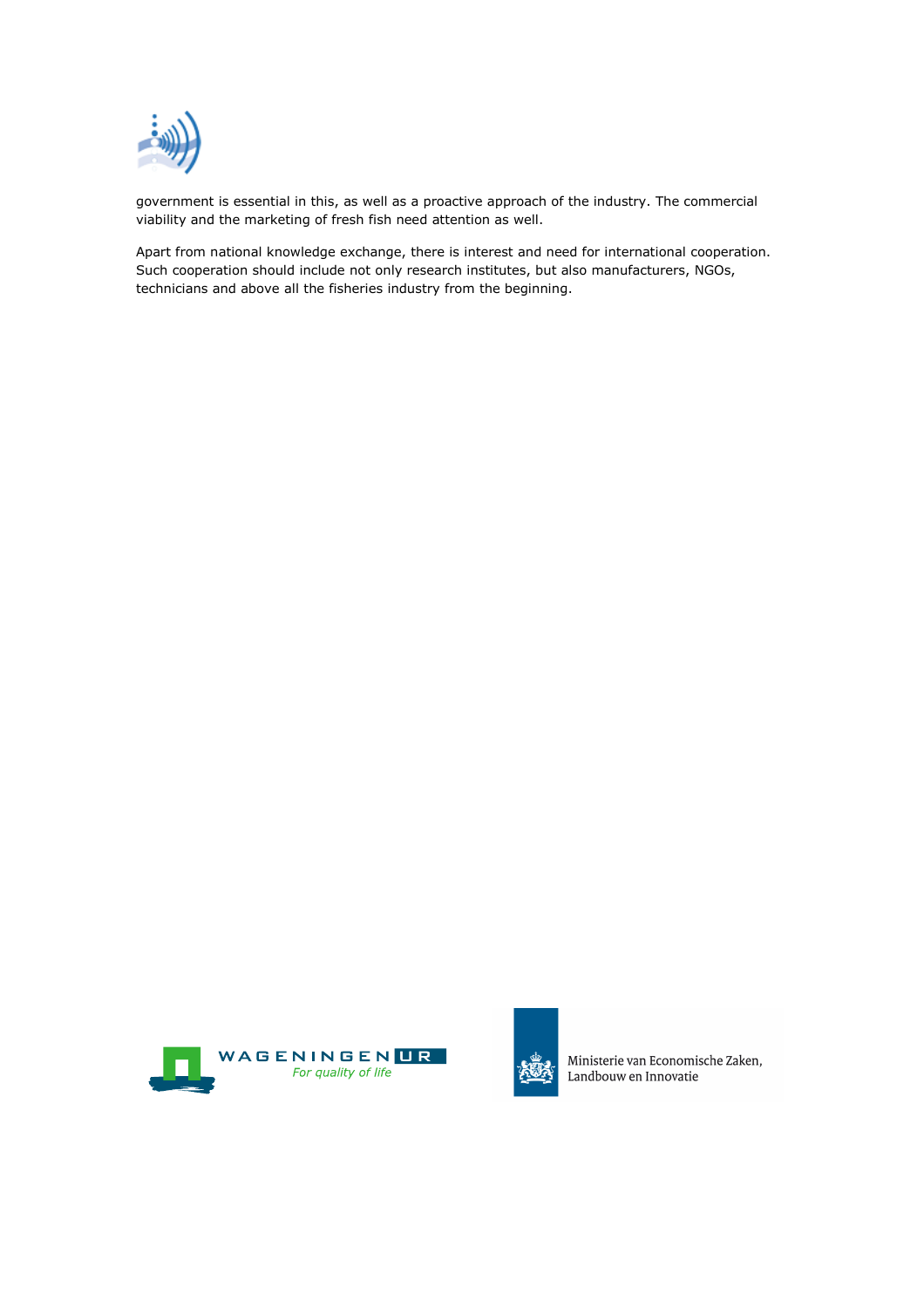government is essential in this, as well as a proactive approach of the industry. The commercial viability and the marketing of fresh fish need attention as well.

Apart from national knowledge exchange, there is interest and need for international cooperation. Such cooperation should include not only research institutes, but also manufacturers, NGOs, technicians and above all the fisheries industry from the beginning.

WAGENINGEN UR
*For quality of life*

Ministerie van Economische Zaken, Landbouw en Innovatie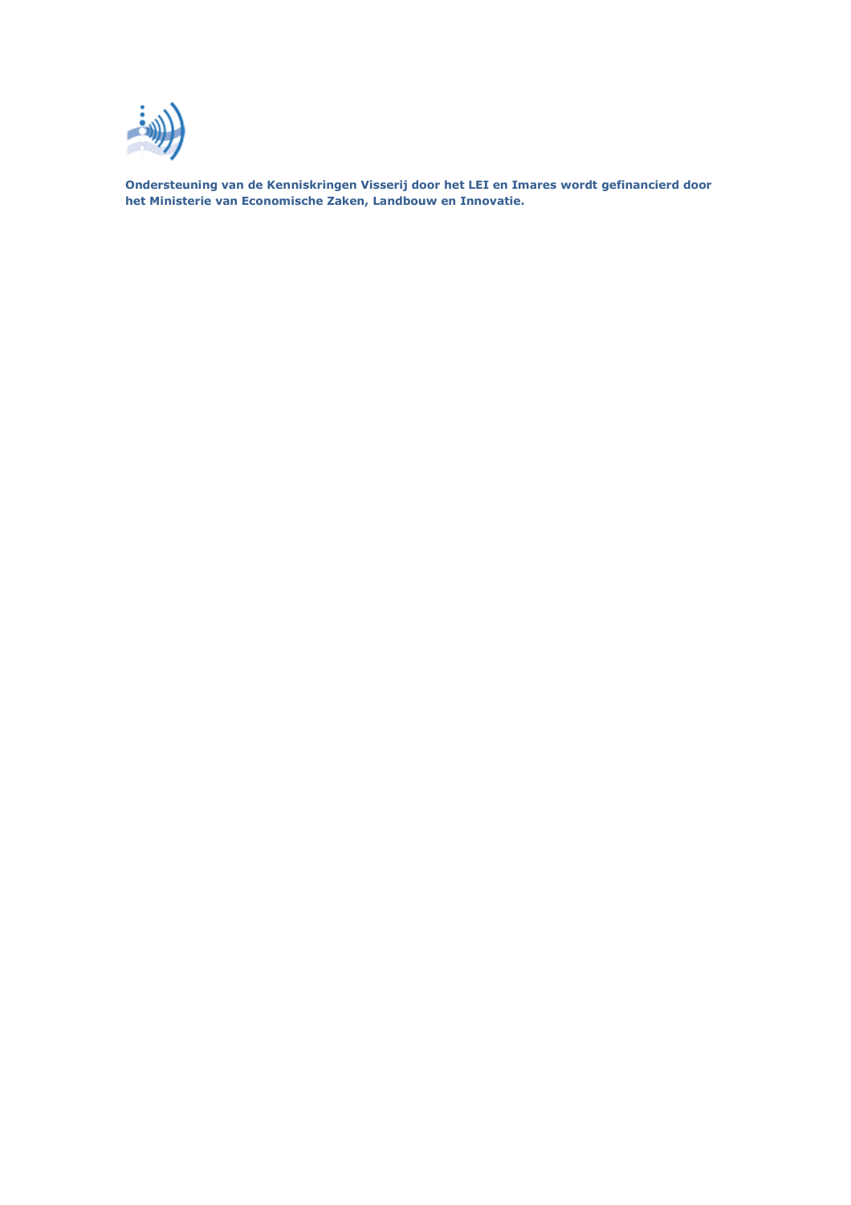**Ondersteuning van de Kenniskringen Visserij door het LEI en Imares wordt gefinancierd door het Ministerie van Economische Zaken, Landbouw en Innovatie.**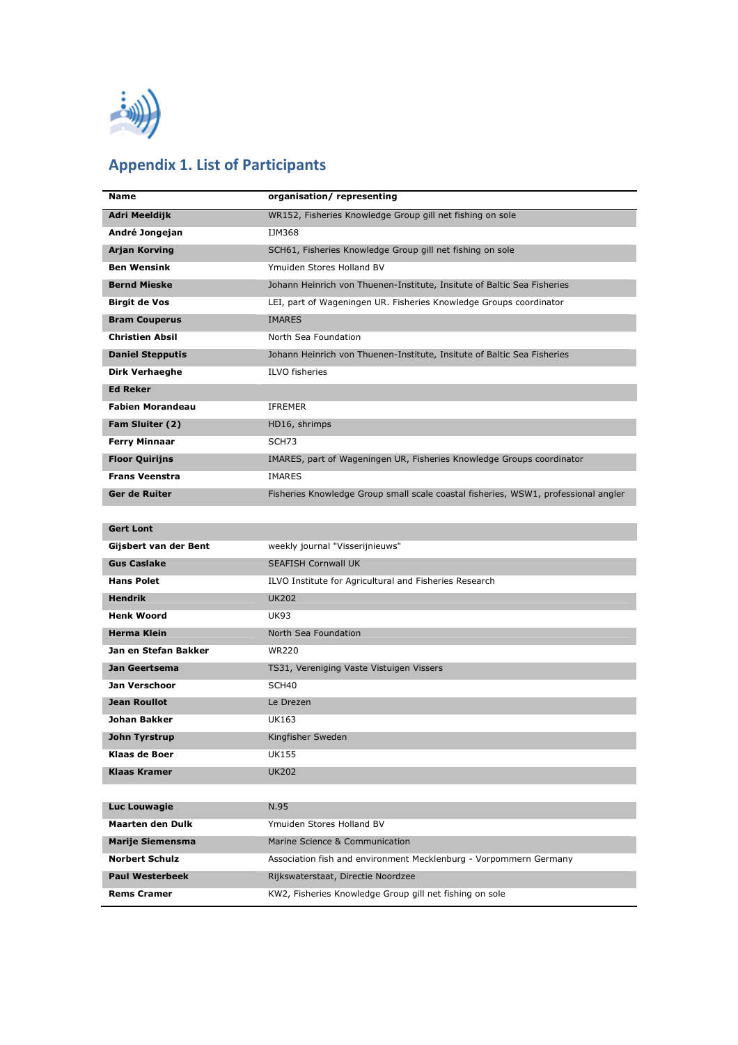## Appendix 1. List of Participants

| Name | organisation/ representing |
|---|---|
| **Adri Meeldijk** | WR152, Fisheries Knowledge Group gill net fishing on sole |
| **André Jongejan** | IJM368 |
| **Arjan Korving** | SCH61, Fisheries Knowledge Group gill net fishing on sole |
| **Ben Wensink** | Ymuiden Stores Holland BV |
| **Bernd Mieske** | Johann Heinrich von Thuenen-Institute, Insitute of Baltic Sea Fisheries |
| **Birgit de Vos** | LEI, part of Wageningen UR. Fisheries Knowledge Groups coordinator |
| **Bram Couperus** | IMARES |
| **Christien Absil** | North Sea Foundation |
| **Daniel Stepputis** | Johann Heinrich von Thuenen-Institute, Insitute of Baltic Sea Fisheries |
| **Dirk Verhaeghe** | ILVO fisheries |
| **Ed Reker** | |
| **Fabien Morandeau** | IFREMER |
| **Fam Sluiter (2)** | HD16, shrimps |
| **Ferry Minnaar** | SCH73 |
| **Floor Quirijns** | IMARES, part of Wageningen UR, Fisheries Knowledge Groups coordinator |
| **Frans Veenstra** | IMARES |
| **Ger de Ruiter** | Fisheries Knowledge Group small scale coastal fisheries, WSW1, professional angler |
| | |
| **Gert Lont** | |
| **Gijsbert van der Bent** | weekly journal "Visserijnieuws" |
| **Gus Caslake** | SEAFISH Cornwall UK |
| **Hans Polet** | ILVO Institute for Agricultural and Fisheries Research |
| **Hendrik** | UK202 |
| **Henk Woord** | UK93 |
| **Herma Klein** | North Sea Foundation |
| **Jan en Stefan Bakker** | WR220 |
| **Jan Geertsema** | TS31, Vereniging Vaste Vistuigen Vissers |
| **Jan Verschoor** | SCH40 |
| **Jean Roullot** | Le Drezen |
| **Johan Bakker** | UK163 |
| **John Tyrstrup** | Kingfisher Sweden |
| **Klaas de Boer** | UK155 |
| **Klaas Kramer** | UK202 |
| | |
| **Luc Louwagie** | N.95 |
| **Maarten den Dulk** | Ymuiden Stores Holland BV |
| **Marije Siemensma** | Marine Science & Communication |
| **Norbert Schulz** | Association fish and environment Mecklenburg - Vorpommern Germany |
| **Paul Westerbeek** | Rijkswaterstaat, Directie Noordzee |
| **Rems Cramer** | KW2, Fisheries Knowledge Group gill net fishing on sole |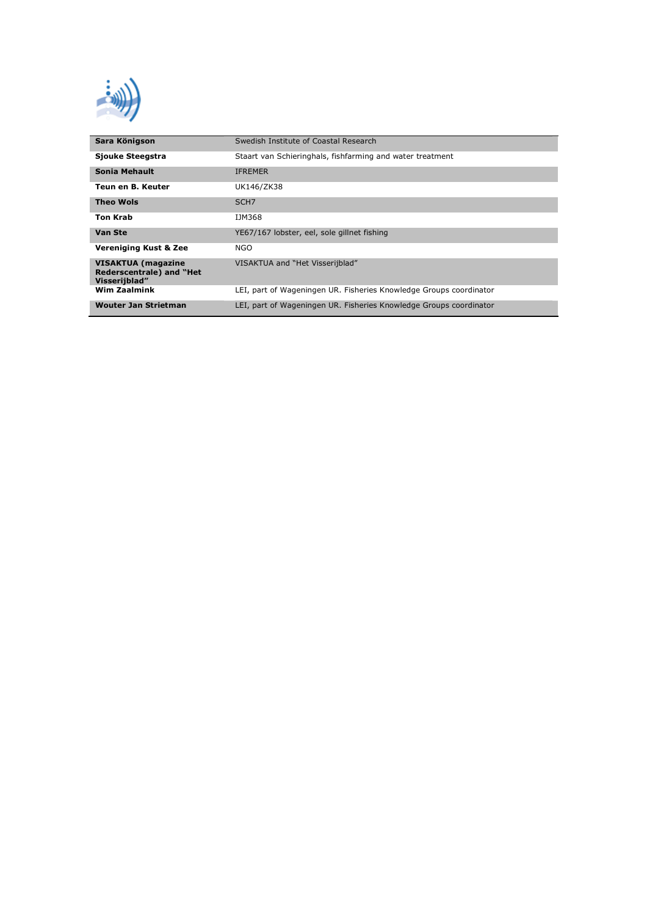| | |
|---|---|
| **Sara Königson** | Swedish Institute of Coastal Research |
| **Sjouke Steegstra** | Staart van Schieringhals, fishfarming and water treatment |
| **Sonia Mehault** | IFREMER |
| **Teun en B. Keuter** | UK146/ZK38 |
| **Theo Wols** | SCH7 |
| **Ton Krab** | IJM368 |
| **Van Ste** | YE67/167 lobster, eel, sole gillnet fishing |
| **Vereniging Kust & Zee** | NGO |
| **VISAKTUA (magazine Rederscentrale) and "Het Visserijblad"** | VISAKTUA and "Het Visserijblad" |
| **Wim Zaalmink** | LEI, part of Wageningen UR. Fisheries Knowledge Groups coordinator |
| **Wouter Jan Strietman** | LEI, part of Wageningen UR. Fisheries Knowledge Groups coordinator |